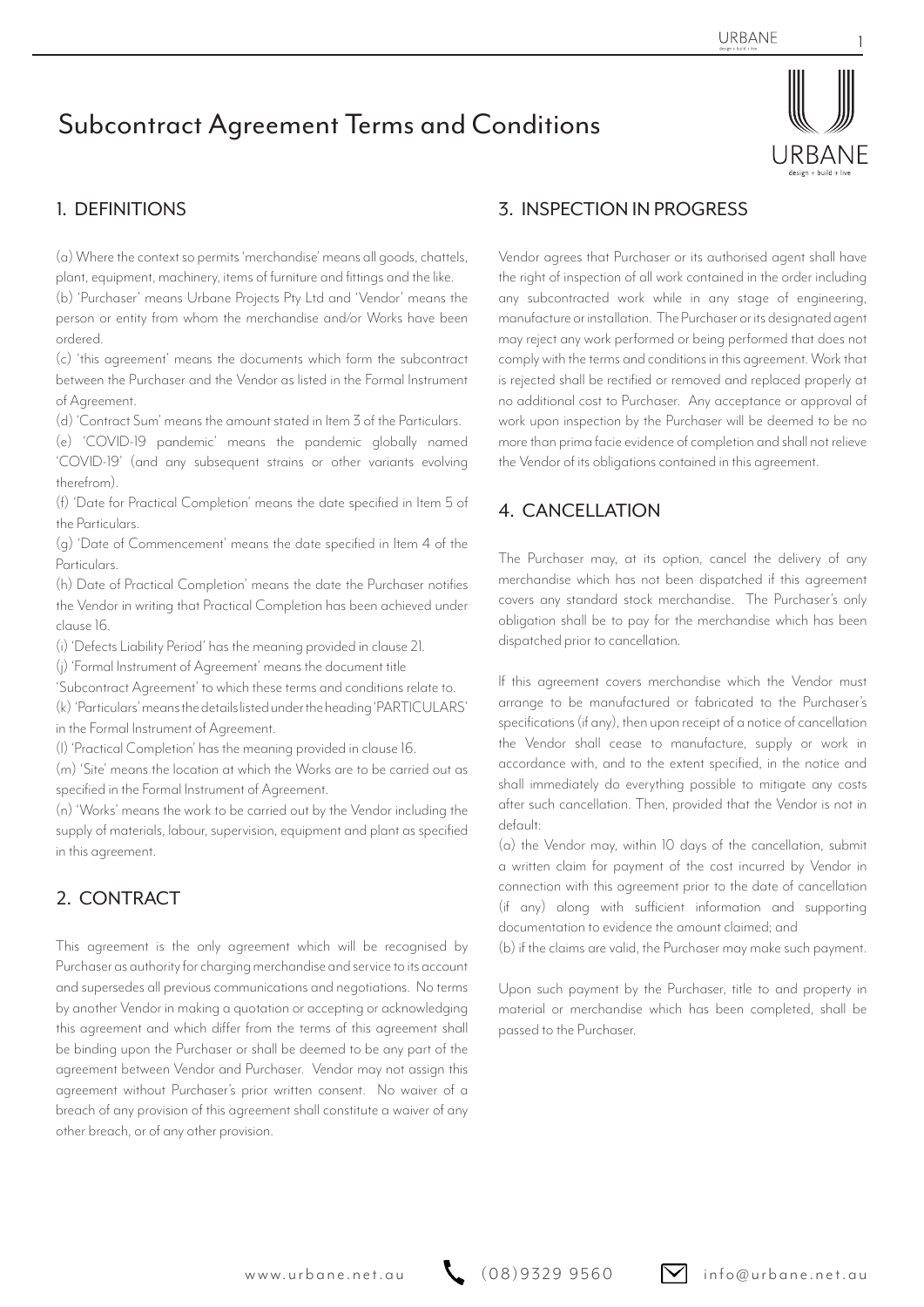# Subcontract Agreement Terms and Conditions

## 1. DEFINITIONS

(a) Where the context so permits 'merchandise' means all goods, chattels, plant, equipment, machinery, items of furniture and fittings and the like.
(b) 'Purchaser' means Urbane Projects Pty Ltd and 'Vendor' means the person or entity from whom the merchandise and/or Works have been ordered.
(c) 'this agreement' means the documents which form the subcontract between the Purchaser and the Vendor as listed in the Formal Instrument of Agreement.
(d) 'Contract Sum' means the amount stated in Item 3 of the Particulars.
(e) 'COVID-19 pandemic' means the pandemic globally named 'COVID-19' (and any subsequent strains or other variants evolving therefrom).
(f) 'Date for Practical Completion' means the date specified in Item 5 of the Particulars.
(g) 'Date of Commencement' means the date specified in Item 4 of the Particulars.
(h) Date of Practical Completion' means the date the Purchaser notifies the Vendor in writing that Practical Completion has been achieved under clause 16.
(i) 'Defects Liability Period' has the meaning provided in clause 21.
(j) 'Formal Instrument of Agreement' means the document title 'Subcontract Agreement' to which these terms and conditions relate to.
(k) 'Particulars' means the details listed under the heading 'PARTICULARS' in the Formal Instrument of Agreement.
(l) 'Practical Completion' has the meaning provided in clause 16.
(m) 'Site' means the location at which the Works are to be carried out as specified in the Formal Instrument of Agreement.
(n) 'Works' means the work to be carried out by the Vendor including the supply of materials, labour, supervision, equipment and plant as specified in this agreement.

## 2. CONTRACT

This agreement is the only agreement which will be recognised by Purchaser as authority for charging merchandise and service to its account and supersedes all previous communications and negotiations. No terms by another Vendor in making a quotation or accepting or acknowledging this agreement and which differ from the terms of this agreement shall be binding upon the Purchaser or shall be deemed to be any part of the agreement between Vendor and Purchaser. Vendor may not assign this agreement without Purchaser's prior written consent. No waiver of a breach of any provision of this agreement shall constitute a waiver of any other breach, or of any other provision.

## 3. INSPECTION IN PROGRESS

Vendor agrees that Purchaser or its authorised agent shall have the right of inspection of all work contained in the order including any subcontracted work while in any stage of engineering, manufacture or installation. The Purchaser or its designated agent may reject any work performed or being performed that does not comply with the terms and conditions in this agreement. Work that is rejected shall be rectified or removed and replaced properly at no additional cost to Purchaser. Any acceptance or approval of work upon inspection by the Purchaser will be deemed to be no more than prima facie evidence of completion and shall not relieve the Vendor of its obligations contained in this agreement.

## 4. CANCELLATION

The Purchaser may, at its option, cancel the delivery of any merchandise which has not been dispatched if this agreement covers any standard stock merchandise. The Purchaser's only obligation shall be to pay for the merchandise which has been dispatched prior to cancellation.

If this agreement covers merchandise which the Vendor must arrange to be manufactured or fabricated to the Purchaser's specifications (if any), then upon receipt of a notice of cancellation the Vendor shall cease to manufacture, supply or work in accordance with, and to the extent specified, in the notice and shall immediately do everything possible to mitigate any costs after such cancellation. Then, provided that the Vendor is not in default:

(a) the Vendor may, within 10 days of the cancellation, submit a written claim for payment of the cost incurred by Vendor in connection with this agreement prior to the date of cancellation (if any) along with sufficient information and supporting documentation to evidence the amount claimed; and
(b) if the claims are valid, the Purchaser may make such payment.

Upon such payment by the Purchaser, title to and property in material or merchandise which has been completed, shall be passed to the Purchaser.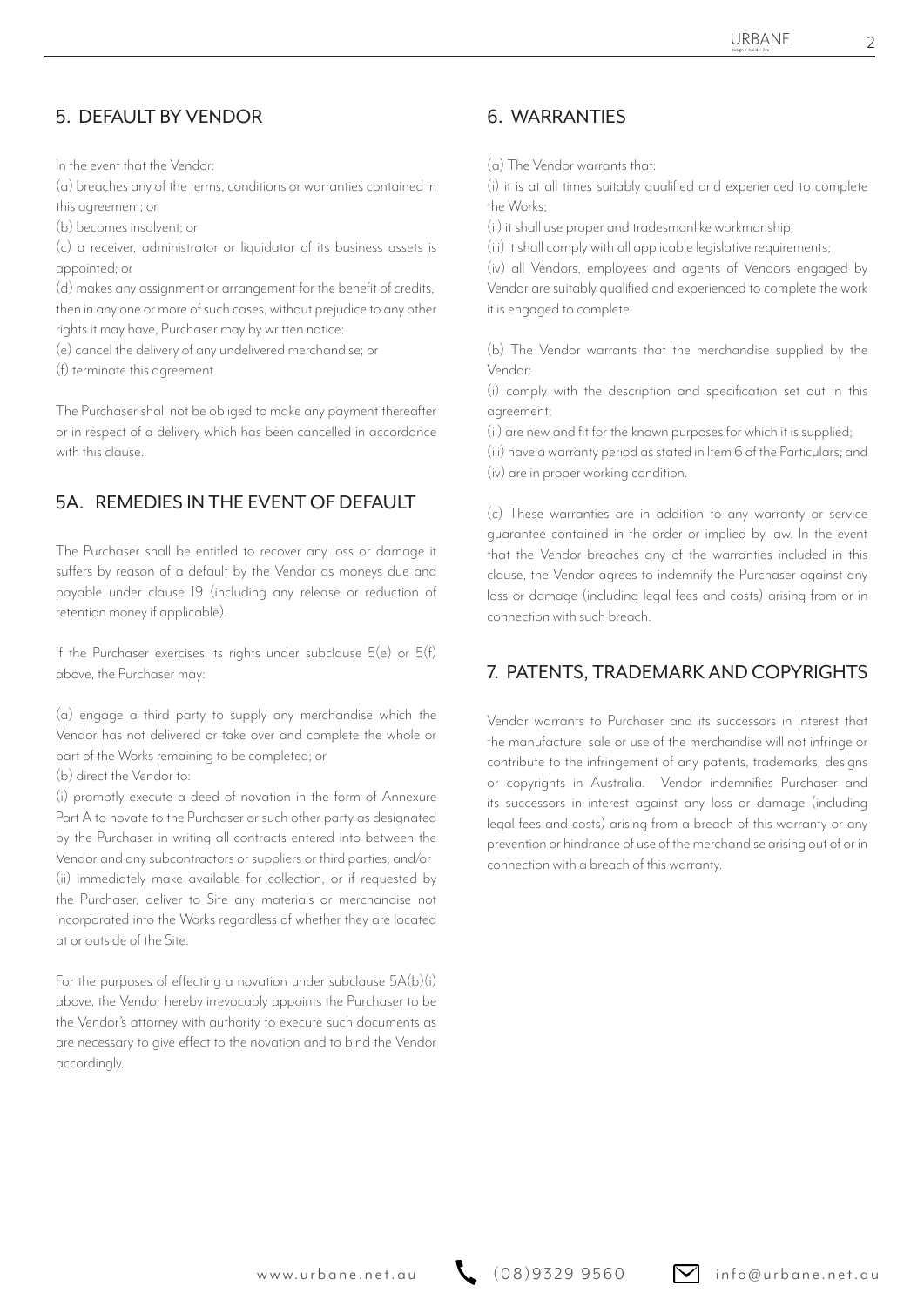## 5. DEFAULT BY VENDOR

In the event that the Vendor:

(a) breaches any of the terms, conditions or warranties contained in this agreement; or

(b) becomes insolvent; or

(c) a receiver, administrator or liquidator of its business assets is appointed; or

(d) makes any assignment or arrangement for the benefit of credits, then in any one or more of such cases, without prejudice to any other rights it may have, Purchaser may by written notice:

(e) cancel the delivery of any undelivered merchandise; or

(f) terminate this agreement.

The Purchaser shall not be obliged to make any payment thereafter or in respect of a delivery which has been cancelled in accordance with this clause.

## 5A. REMEDIES IN THE EVENT OF DEFAULT

The Purchaser shall be entitled to recover any loss or damage it suffers by reason of a default by the Vendor as moneys due and payable under clause 19 (including any release or reduction of retention money if applicable).

If the Purchaser exercises its rights under subclause 5(e) or 5(f) above, the Purchaser may:

(a) engage a third party to supply any merchandise which the Vendor has not delivered or take over and complete the whole or part of the Works remaining to be completed; or

(b) direct the Vendor to:

(i) promptly execute a deed of novation in the form of Annexure Part A to novate to the Purchaser or such other party as designated by the Purchaser in writing all contracts entered into between the Vendor and any subcontractors or suppliers or third parties; and/or

(ii) immediately make available for collection, or if requested by the Purchaser, deliver to Site any materials or merchandise not incorporated into the Works regardless of whether they are located at or outside of the Site.

For the purposes of effecting a novation under subclause 5A(b)(i) above, the Vendor hereby irrevocably appoints the Purchaser to be the Vendor's attorney with authority to execute such documents as are necessary to give effect to the novation and to bind the Vendor accordingly.

## 6. WARRANTIES

(a) The Vendor warrants that:

(i) it is at all times suitably qualified and experienced to complete the Works;

(ii) it shall use proper and tradesmanlike workmanship;

(iii) it shall comply with all applicable legislative requirements;

(iv) all Vendors, employees and agents of Vendors engaged by Vendor are suitably qualified and experienced to complete the work it is engaged to complete.

(b) The Vendor warrants that the merchandise supplied by the Vendor:

(i) comply with the description and specification set out in this agreement;

(ii) are new and fit for the known purposes for which it is supplied;

(iii) have a warranty period as stated in Item 6 of the Particulars; and

(iv) are in proper working condition.

(c) These warranties are in addition to any warranty or service guarantee contained in the order or implied by law. In the event that the Vendor breaches any of the warranties included in this clause, the Vendor agrees to indemnify the Purchaser against any loss or damage (including legal fees and costs) arising from or in connection with such breach.

## 7. PATENTS, TRADEMARK AND COPYRIGHTS

Vendor warrants to Purchaser and its successors in interest that the manufacture, sale or use of the merchandise will not infringe or contribute to the infringement of any patents, trademarks, designs or copyrights in Australia. Vendor indemnifies Purchaser and its successors in interest against any loss or damage (including legal fees and costs) arising from a breach of this warranty or any prevention or hindrance of use of the merchandise arising out of or in connection with a breach of this warranty.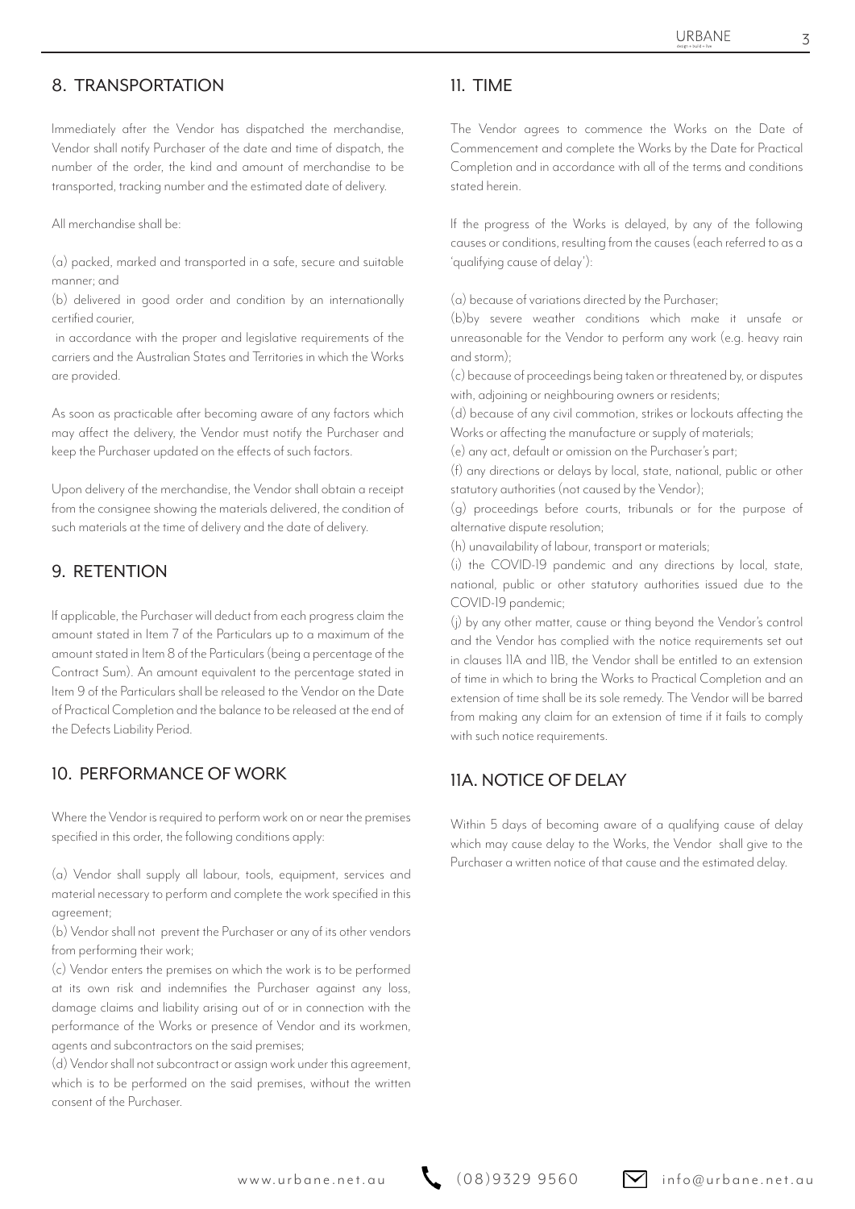## 8. TRANSPORTATION

Immediately after the Vendor has dispatched the merchandise, Vendor shall notify Purchaser of the date and time of dispatch, the number of the order, the kind and amount of merchandise to be transported, tracking number and the estimated date of delivery.

All merchandise shall be:

(a) packed, marked and transported in a safe, secure and suitable manner; and

(b) delivered in good order and condition by an internationally certified courier,

in accordance with the proper and legislative requirements of the carriers and the Australian States and Territories in which the Works are provided.

As soon as practicable after becoming aware of any factors which may affect the delivery, the Vendor must notify the Purchaser and keep the Purchaser updated on the effects of such factors.

Upon delivery of the merchandise, the Vendor shall obtain a receipt from the consignee showing the materials delivered, the condition of such materials at the time of delivery and the date of delivery.

## 9. RETENTION

If applicable, the Purchaser will deduct from each progress claim the amount stated in Item 7 of the Particulars up to a maximum of the amount stated in Item 8 of the Particulars (being a percentage of the Contract Sum). An amount equivalent to the percentage stated in Item 9 of the Particulars shall be released to the Vendor on the Date of Practical Completion and the balance to be released at the end of the Defects Liability Period.

## 10. PERFORMANCE OF WORK

Where the Vendor is required to perform work on or near the premises specified in this order, the following conditions apply:

(a) Vendor shall supply all labour, tools, equipment, services and material necessary to perform and complete the work specified in this agreement;

(b) Vendor shall not prevent the Purchaser or any of its other vendors from performing their work;

(c) Vendor enters the premises on which the work is to be performed at its own risk and indemnifies the Purchaser against any loss, damage claims and liability arising out of or in connection with the performance of the Works or presence of Vendor and its workmen, agents and subcontractors on the said premises;

(d) Vendor shall not subcontract or assign work under this agreement, which is to be performed on the said premises, without the written consent of the Purchaser.

## 11. TIME

The Vendor agrees to commence the Works on the Date of Commencement and complete the Works by the Date for Practical Completion and in accordance with all of the terms and conditions stated herein.

If the progress of the Works is delayed, by any of the following causes or conditions, resulting from the causes (each referred to as a 'qualifying cause of delay'):

(a) because of variations directed by the Purchaser;

(b)by severe weather conditions which make it unsafe or unreasonable for the Vendor to perform any work (e.g. heavy rain and storm);

(c) because of proceedings being taken or threatened by, or disputes with, adjoining or neighbouring owners or residents;

(d) because of any civil commotion, strikes or lockouts affecting the Works or affecting the manufacture or supply of materials;

(e) any act, default or omission on the Purchaser's part;

(f) any directions or delays by local, state, national, public or other statutory authorities (not caused by the Vendor);

(g) proceedings before courts, tribunals or for the purpose of alternative dispute resolution;

(h) unavailability of labour, transport or materials;

(i) the COVID-19 pandemic and any directions by local, state, national, public or other statutory authorities issued due to the COVID-19 pandemic;

(j) by any other matter, cause or thing beyond the Vendor's control and the Vendor has complied with the notice requirements set out in clauses 11A and 11B, the Vendor shall be entitled to an extension of time in which to bring the Works to Practical Completion and an extension of time shall be its sole remedy. The Vendor will be barred from making any claim for an extension of time if it fails to comply with such notice requirements.

## 11A. NOTICE OF DELAY

Within 5 days of becoming aware of a qualifying cause of delay which may cause delay to the Works, the Vendor shall give to the Purchaser a written notice of that cause and the estimated delay.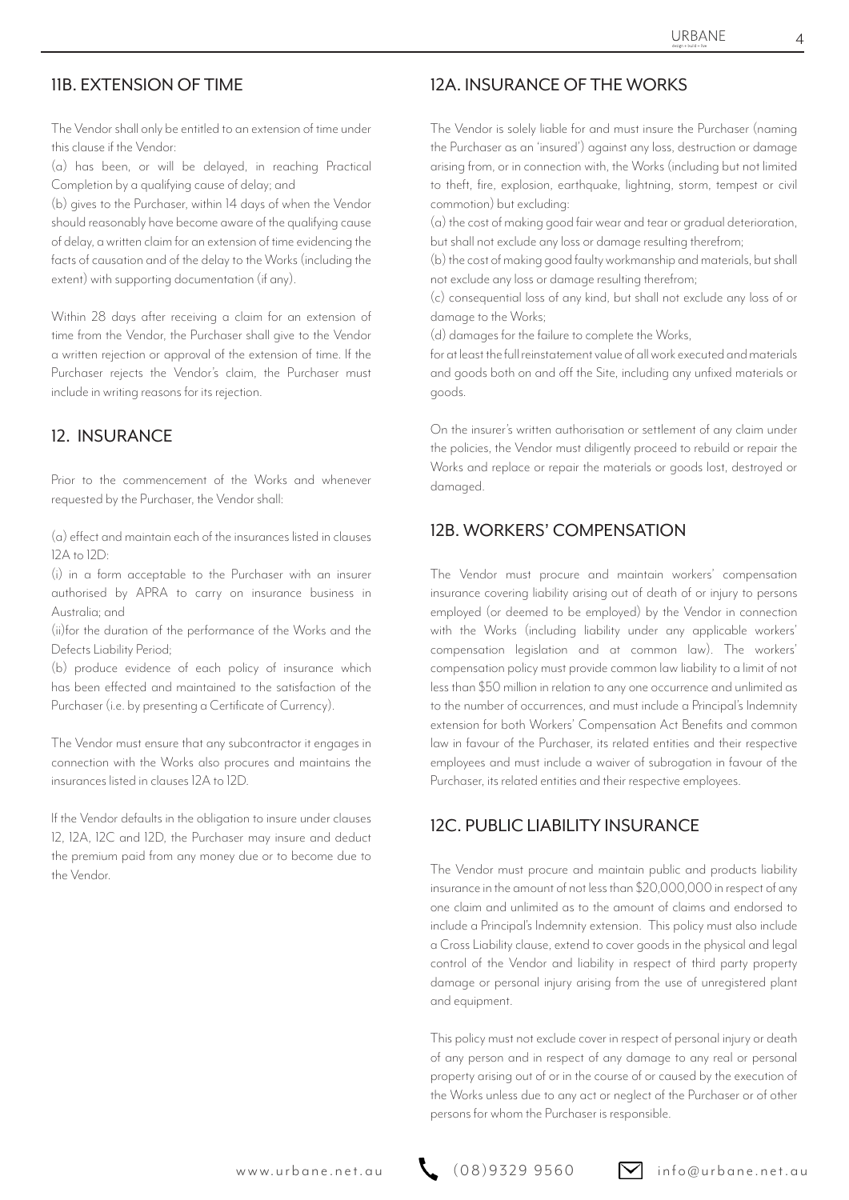## 11B. EXTENSION OF TIME

The Vendor shall only be entitled to an extension of time under this clause if the Vendor:

(a) has been, or will be delayed, in reaching Practical Completion by a qualifying cause of delay; and

(b) gives to the Purchaser, within 14 days of when the Vendor should reasonably have become aware of the qualifying cause of delay, a written claim for an extension of time evidencing the facts of causation and of the delay to the Works (including the extent) with supporting documentation (if any).

Within 28 days after receiving a claim for an extension of time from the Vendor, the Purchaser shall give to the Vendor a written rejection or approval of the extension of time. If the Purchaser rejects the Vendor's claim, the Purchaser must include in writing reasons for its rejection.

## 12. INSURANCE

Prior to the commencement of the Works and whenever requested by the Purchaser, the Vendor shall:

(a) effect and maintain each of the insurances listed in clauses 12A to 12D:

(i) in a form acceptable to the Purchaser with an insurer authorised by APRA to carry on insurance business in Australia; and

(ii)for the duration of the performance of the Works and the Defects Liability Period;

(b) produce evidence of each policy of insurance which has been effected and maintained to the satisfaction of the Purchaser (i.e. by presenting a Certificate of Currency).

The Vendor must ensure that any subcontractor it engages in connection with the Works also procures and maintains the insurances listed in clauses 12A to 12D.

If the Vendor defaults in the obligation to insure under clauses 12, 12A, 12C and 12D, the Purchaser may insure and deduct the premium paid from any money due or to become due to the Vendor.

## 12A. INSURANCE OF THE WORKS

The Vendor is solely liable for and must insure the Purchaser (naming the Purchaser as an 'insured') against any loss, destruction or damage arising from, or in connection with, the Works (including but not limited to theft, fire, explosion, earthquake, lightning, storm, tempest or civil commotion) but excluding:

(a) the cost of making good fair wear and tear or gradual deterioration, but shall not exclude any loss or damage resulting therefrom;

(b) the cost of making good faulty workmanship and materials, but shall not exclude any loss or damage resulting therefrom;

(c) consequential loss of any kind, but shall not exclude any loss of or damage to the Works;

(d) damages for the failure to complete the Works,

for at least the full reinstatement value of all work executed and materials and goods both on and off the Site, including any unfixed materials or goods.

On the insurer's written authorisation or settlement of any claim under the policies, the Vendor must diligently proceed to rebuild or repair the Works and replace or repair the materials or goods lost, destroyed or damaged.

## 12B. WORKERS' COMPENSATION

The Vendor must procure and maintain workers' compensation insurance covering liability arising out of death of or injury to persons employed (or deemed to be employed) by the Vendor in connection with the Works (including liability under any applicable workers' compensation legislation and at common law). The workers' compensation policy must provide common law liability to a limit of not less than $50 million in relation to any one occurrence and unlimited as to the number of occurrences, and must include a Principal's Indemnity extension for both Workers' Compensation Act Benefits and common law in favour of the Purchaser, its related entities and their respective employees and must include a waiver of subrogation in favour of the Purchaser, its related entities and their respective employees.

## 12C. PUBLIC LIABILITY INSURANCE

The Vendor must procure and maintain public and products liability insurance in the amount of not less than $20,000,000 in respect of any one claim and unlimited as to the amount of claims and endorsed to include a Principal's Indemnity extension. This policy must also include a Cross Liability clause, extend to cover goods in the physical and legal control of the Vendor and liability in respect of third party property damage or personal injury arising from the use of unregistered plant and equipment.

This policy must not exclude cover in respect of personal injury or death of any person and in respect of any damage to any real or personal property arising out of or in the course of or caused by the execution of the Works unless due to any act or neglect of the Purchaser or of other persons for whom the Purchaser is responsible.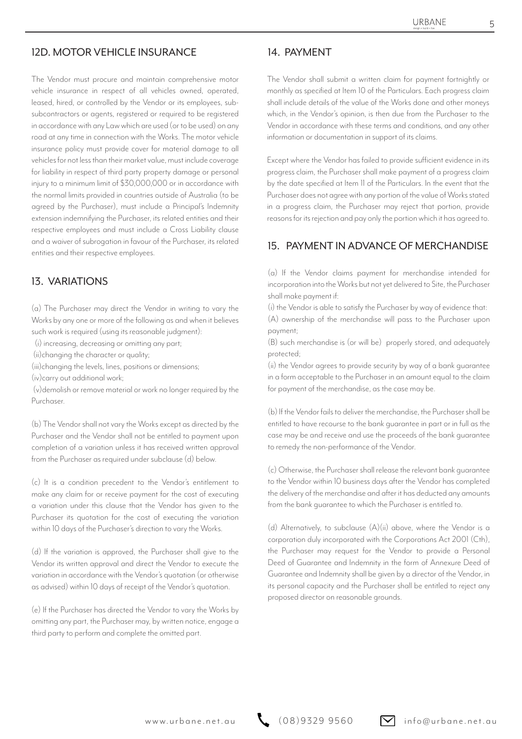## 12D. MOTOR VEHICLE INSURANCE

The Vendor must procure and maintain comprehensive motor vehicle insurance in respect of all vehicles owned, operated, leased, hired, or controlled by the Vendor or its employees, sub-subcontractors or agents, registered or required to be registered in accordance with any Law which are used (or to be used) on any road at any time in connection with the Works. The motor vehicle insurance policy must provide cover for material damage to all vehicles for not less than their market value, must include coverage for liability in respect of third party property damage or personal injury to a minimum limit of $30,000,000 or in accordance with the normal limits provided in countries outside of Australia (to be agreed by the Purchaser), must include a Principal's Indemnity extension indemnifying the Purchaser, its related entities and their respective employees and must include a Cross Liability clause and a waiver of subrogation in favour of the Purchaser, its related entities and their respective employees.

## 13. VARIATIONS

(a) The Purchaser may direct the Vendor in writing to vary the Works by any one or more of the following as and when it believes such work is required (using its reasonable judgment):

(i) increasing, decreasing or omitting any part;

(ii)changing the character or quality;

(iii)changing the levels, lines, positions or dimensions;

(iv)carry out additional work;

(v)demolish or remove material or work no longer required by the Purchaser.

(b) The Vendor shall not vary the Works except as directed by the Purchaser and the Vendor shall not be entitled to payment upon completion of a variation unless it has received written approval from the Purchaser as required under subclause (d) below.

(c) It is a condition precedent to the Vendor's entitlement to make any claim for or receive payment for the cost of executing a variation under this clause that the Vendor has given to the Purchaser its quotation for the cost of executing the variation within 10 days of the Purchaser's direction to vary the Works.

(d) If the variation is approved, the Purchaser shall give to the Vendor its written approval and direct the Vendor to execute the variation in accordance with the Vendor's quotation (or otherwise as advised) within 10 days of receipt of the Vendor's quotation.

(e) If the Purchaser has directed the Vendor to vary the Works by omitting any part, the Purchaser may, by written notice, engage a third party to perform and complete the omitted part.

## 14. PAYMENT

The Vendor shall submit a written claim for payment fortnightly or monthly as specified at Item 10 of the Particulars. Each progress claim shall include details of the value of the Works done and other moneys which, in the Vendor's opinion, is then due from the Purchaser to the Vendor in accordance with these terms and conditions, and any other information or documentation in support of its claims.

Except where the Vendor has failed to provide sufficient evidence in its progress claim, the Purchaser shall make payment of a progress claim by the date specified at Item 11 of the Particulars. In the event that the Purchaser does not agree with any portion of the value of Works stated in a progress claim, the Purchaser may reject that portion, provide reasons for its rejection and pay only the portion which it has agreed to.

## 15. PAYMENT IN ADVANCE OF MERCHANDISE

(a) If the Vendor claims payment for merchandise intended for incorporation into the Works but not yet delivered to Site, the Purchaser shall make payment if:

(i) the Vendor is able to satisfy the Purchaser by way of evidence that:

(A) ownership of the merchandise will pass to the Purchaser upon payment;

(B) such merchandise is (or will be) properly stored, and adequately protected;

(ii) the Vendor agrees to provide security by way of a bank guarantee in a form acceptable to the Purchaser in an amount equal to the claim for payment of the merchandise, as the case may be.

(b) If the Vendor fails to deliver the merchandise, the Purchaser shall be entitled to have recourse to the bank guarantee in part or in full as the case may be and receive and use the proceeds of the bank guarantee to remedy the non-performance of the Vendor.

(c) Otherwise, the Purchaser shall release the relevant bank guarantee to the Vendor within 10 business days after the Vendor has completed the delivery of the merchandise and after it has deducted any amounts from the bank guarantee to which the Purchaser is entitled to.

(d) Alternatively, to subclause (A)(ii) above, where the Vendor is a corporation duly incorporated with the Corporations Act 2001 (Cth), the Purchaser may request for the Vendor to provide a Personal Deed of Guarantee and Indemnity in the form of Annexure Deed of Guarantee and Indemnity shall be given by a director of the Vendor, in its personal capacity and the Purchaser shall be entitled to reject any proposed director on reasonable grounds.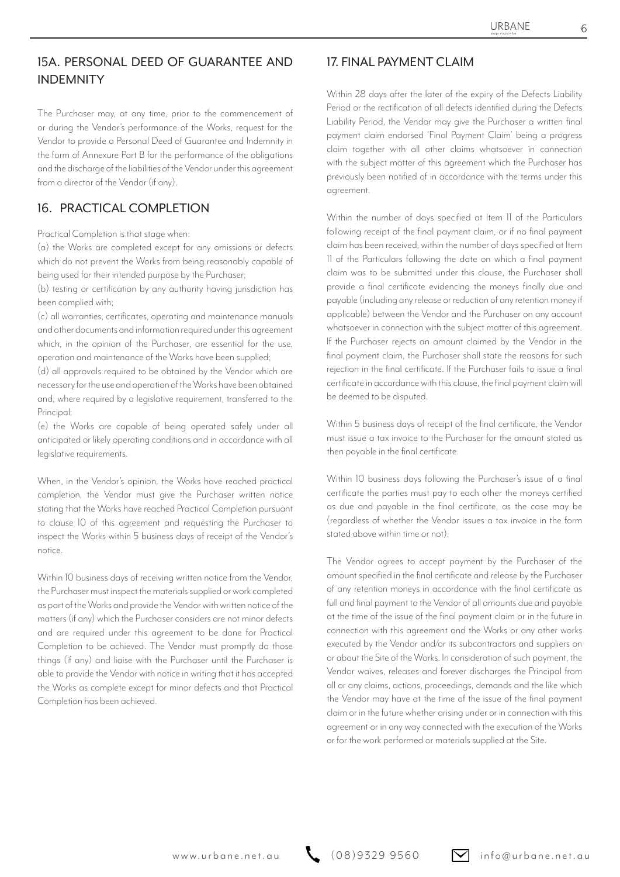## 15A. PERSONAL DEED OF GUARANTEE AND INDEMNITY

The Purchaser may, at any time, prior to the commencement of or during the Vendor's performance of the Works, request for the Vendor to provide a Personal Deed of Guarantee and Indemnity in the form of Annexure Part B for the performance of the obligations and the discharge of the liabilities of the Vendor under this agreement from a director of the Vendor (if any).

## 16. PRACTICAL COMPLETION

Practical Completion is that stage when:

(a) the Works are completed except for any omissions or defects which do not prevent the Works from being reasonably capable of being used for their intended purpose by the Purchaser;

(b) testing or certification by any authority having jurisdiction has been complied with;

(c) all warranties, certificates, operating and maintenance manuals and other documents and information required under this agreement which, in the opinion of the Purchaser, are essential for the use, operation and maintenance of the Works have been supplied;

(d) all approvals required to be obtained by the Vendor which are necessary for the use and operation of the Works have been obtained and, where required by a legislative requirement, transferred to the Principal;

(e) the Works are capable of being operated safely under all anticipated or likely operating conditions and in accordance with all legislative requirements.

When, in the Vendor's opinion, the Works have reached practical completion, the Vendor must give the Purchaser written notice stating that the Works have reached Practical Completion pursuant to clause 10 of this agreement and requesting the Purchaser to inspect the Works within 5 business days of receipt of the Vendor's notice.

Within 10 business days of receiving written notice from the Vendor, the Purchaser must inspect the materials supplied or work completed as part of the Works and provide the Vendor with written notice of the matters (if any) which the Purchaser considers are not minor defects and are required under this agreement to be done for Practical Completion to be achieved. The Vendor must promptly do those things (if any) and liaise with the Purchaser until the Purchaser is able to provide the Vendor with notice in writing that it has accepted the Works as complete except for minor defects and that Practical Completion has been achieved.

## 17. FINAL PAYMENT CLAIM

Within 28 days after the later of the expiry of the Defects Liability Period or the rectification of all defects identified during the Defects Liability Period, the Vendor may give the Purchaser a written final payment claim endorsed 'Final Payment Claim' being a progress claim together with all other claims whatsoever in connection with the subject matter of this agreement which the Purchaser has previously been notified of in accordance with the terms under this agreement.

Within the number of days specified at Item 11 of the Particulars following receipt of the final payment claim, or if no final payment claim has been received, within the number of days specified at Item 11 of the Particulars following the date on which a final payment claim was to be submitted under this clause, the Purchaser shall provide a final certificate evidencing the moneys finally due and payable (including any release or reduction of any retention money if applicable) between the Vendor and the Purchaser on any account whatsoever in connection with the subject matter of this agreement. If the Purchaser rejects an amount claimed by the Vendor in the final payment claim, the Purchaser shall state the reasons for such rejection in the final certificate. If the Purchaser fails to issue a final certificate in accordance with this clause, the final payment claim will be deemed to be disputed.

Within 5 business days of receipt of the final certificate, the Vendor must issue a tax invoice to the Purchaser for the amount stated as then payable in the final certificate.

Within 10 business days following the Purchaser's issue of a final certificate the parties must pay to each other the moneys certified as due and payable in the final certificate, as the case may be (regardless of whether the Vendor issues a tax invoice in the form stated above within time or not).

The Vendor agrees to accept payment by the Purchaser of the amount specified in the final certificate and release by the Purchaser of any retention moneys in accordance with the final certificate as full and final payment to the Vendor of all amounts due and payable at the time of the issue of the final payment claim or in the future in connection with this agreement and the Works or any other works executed by the Vendor and/or its subcontractors and suppliers on or about the Site of the Works. In consideration of such payment, the Vendor waives, releases and forever discharges the Principal from all or any claims, actions, proceedings, demands and the like which the Vendor may have at the time of the issue of the final payment claim or in the future whether arising under or in connection with this agreement or in any way connected with the execution of the Works or for the work performed or materials supplied at the Site.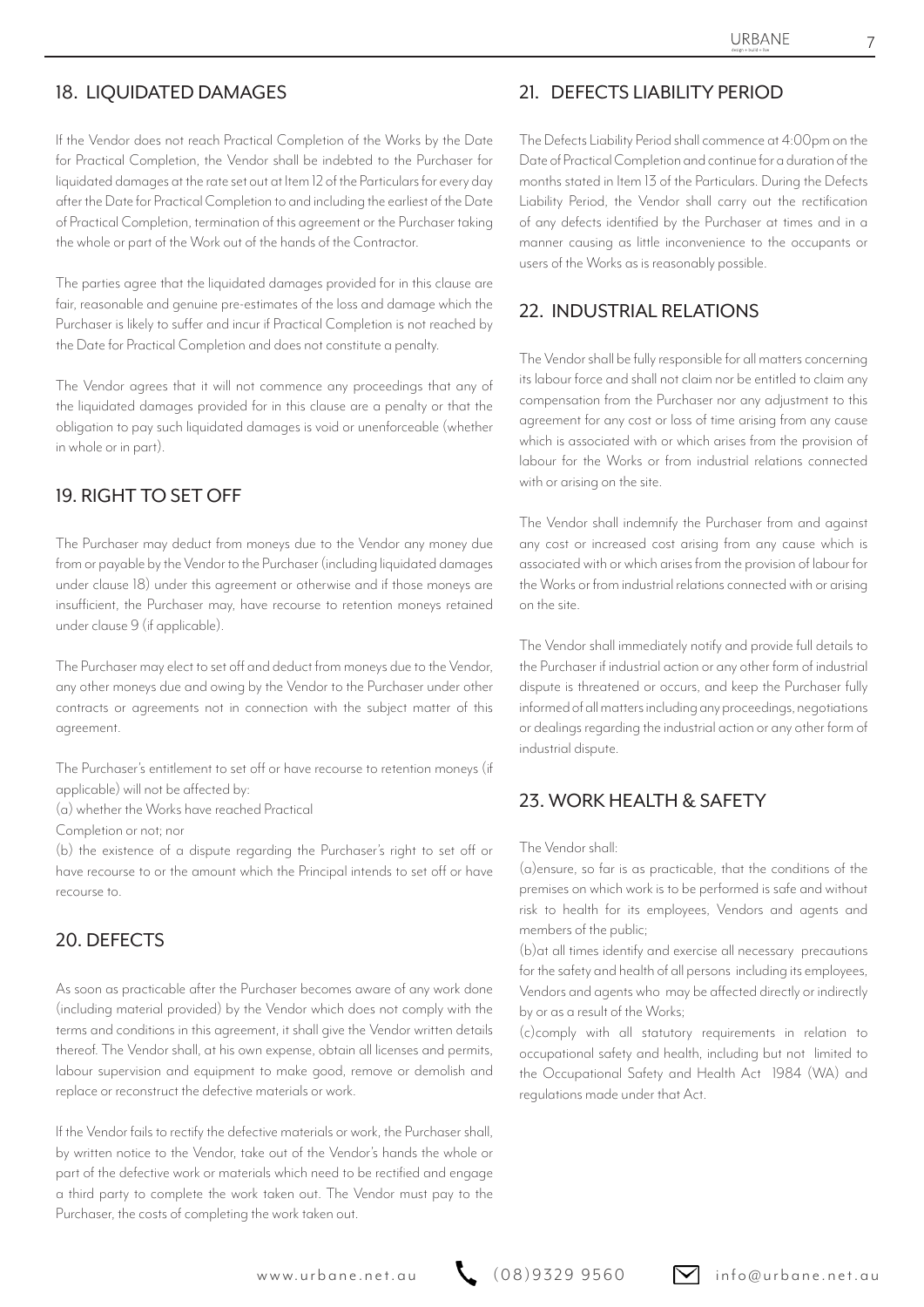## 18. LIQUIDATED DAMAGES

If the Vendor does not reach Practical Completion of the Works by the Date for Practical Completion, the Vendor shall be indebted to the Purchaser for liquidated damages at the rate set out at Item 12 of the Particulars for every day after the Date for Practical Completion to and including the earliest of the Date of Practical Completion, termination of this agreement or the Purchaser taking the whole or part of the Work out of the hands of the Contractor.

The parties agree that the liquidated damages provided for in this clause are fair, reasonable and genuine pre-estimates of the loss and damage which the Purchaser is likely to suffer and incur if Practical Completion is not reached by the Date for Practical Completion and does not constitute a penalty.

The Vendor agrees that it will not commence any proceedings that any of the liquidated damages provided for in this clause are a penalty or that the obligation to pay such liquidated damages is void or unenforceable (whether in whole or in part).

## 19. RIGHT TO SET OFF

The Purchaser may deduct from moneys due to the Vendor any money due from or payable by the Vendor to the Purchaser (including liquidated damages under clause 18) under this agreement or otherwise and if those moneys are insufficient, the Purchaser may, have recourse to retention moneys retained under clause 9 (if applicable).

The Purchaser may elect to set off and deduct from moneys due to the Vendor, any other moneys due and owing by the Vendor to the Purchaser under other contracts or agreements not in connection with the subject matter of this agreement.

The Purchaser's entitlement to set off or have recourse to retention moneys (if applicable) will not be affected by:

(a) whether the Works have reached Practical Completion or not; nor

(b) the existence of a dispute regarding the Purchaser's right to set off or have recourse to or the amount which the Principal intends to set off or have recourse to.

## 20. DEFECTS

As soon as practicable after the Purchaser becomes aware of any work done (including material provided) by the Vendor which does not comply with the terms and conditions in this agreement, it shall give the Vendor written details thereof. The Vendor shall, at his own expense, obtain all licenses and permits, labour supervision and equipment to make good, remove or demolish and replace or reconstruct the defective materials or work.

If the Vendor fails to rectify the defective materials or work, the Purchaser shall, by written notice to the Vendor, take out of the Vendor's hands the whole or part of the defective work or materials which need to be rectified and engage a third party to complete the work taken out. The Vendor must pay to the Purchaser, the costs of completing the work taken out.

## 21. DEFECTS LIABILITY PERIOD

The Defects Liability Period shall commence at 4:00pm on the Date of Practical Completion and continue for a duration of the months stated in Item 13 of the Particulars. During the Defects Liability Period, the Vendor shall carry out the rectification of any defects identified by the Purchaser at times and in a manner causing as little inconvenience to the occupants or users of the Works as is reasonably possible.

## 22. INDUSTRIAL RELATIONS

The Vendor shall be fully responsible for all matters concerning its labour force and shall not claim nor be entitled to claim any compensation from the Purchaser nor any adjustment to this agreement for any cost or loss of time arising from any cause which is associated with or which arises from the provision of labour for the Works or from industrial relations connected with or arising on the site.

The Vendor shall indemnify the Purchaser from and against any cost or increased cost arising from any cause which is associated with or which arises from the provision of labour for the Works or from industrial relations connected with or arising on the site.

The Vendor shall immediately notify and provide full details to the Purchaser if industrial action or any other form of industrial dispute is threatened or occurs, and keep the Purchaser fully informed of all matters including any proceedings, negotiations or dealings regarding the industrial action or any other form of industrial dispute.

## 23. WORK HEALTH & SAFETY

The Vendor shall:

(a)ensure, so far is as practicable, that the conditions of the premises on which work is to be performed is safe and without risk to health for its employees, Vendors and agents and members of the public;

(b)at all times identify and exercise all necessary precautions for the safety and health of all persons including its employees, Vendors and agents who may be affected directly or indirectly by or as a result of the Works;

(c)comply with all statutory requirements in relation to occupational safety and health, including but not limited to the Occupational Safety and Health Act 1984 (WA) and regulations made under that Act.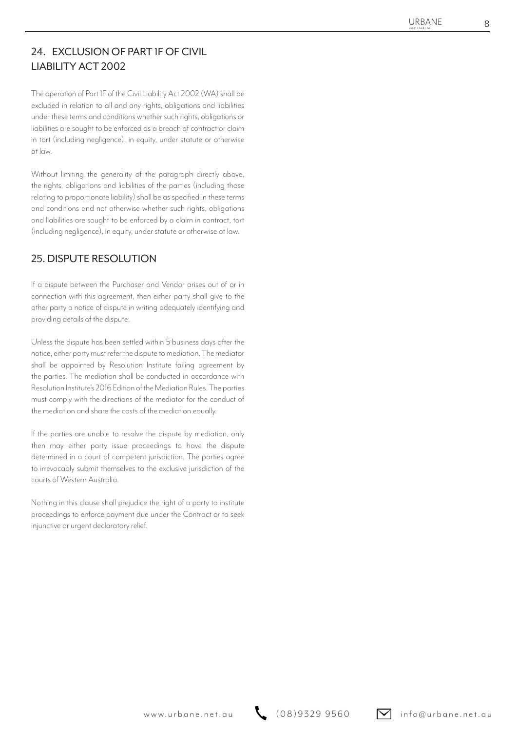## 24. EXCLUSION OF PART 1F OF CIVIL LIABILITY ACT 2002

The operation of Part 1F of the Civil Liability Act 2002 (WA) shall be excluded in relation to all and any rights, obligations and liabilities under these terms and conditions whether such rights, obligations or liabilities are sought to be enforced as a breach of contract or claim in tort (including negligence), in equity, under statute or otherwise at law.

Without limiting the generality of the paragraph directly above, the rights, obligations and liabilities of the parties (including those relating to proportionate liability) shall be as specified in these terms and conditions and not otherwise whether such rights, obligations and liabilities are sought to be enforced by a claim in contract, tort (including negligence), in equity, under statute or otherwise at law.

## 25. DISPUTE RESOLUTION

If a dispute between the Purchaser and Vendor arises out of or in connection with this agreement, then either party shall give to the other party a notice of dispute in writing adequately identifying and providing details of the dispute.

Unless the dispute has been settled within 5 business days after the notice, either party must refer the dispute to mediation. The mediator shall be appointed by Resolution Institute failing agreement by the parties. The mediation shall be conducted in accordance with Resolution Institute's 2016 Edition of the Mediation Rules. The parties must comply with the directions of the mediator for the conduct of the mediation and share the costs of the mediation equally.

If the parties are unable to resolve the dispute by mediation, only then may either party issue proceedings to have the dispute determined in a court of competent jurisdiction. The parties agree to irrevocably submit themselves to the exclusive jurisdiction of the courts of Western Australia.

Nothing in this clause shall prejudice the right of a party to institute proceedings to enforce payment due under the Contract or to seek injunctive or urgent declaratory relief.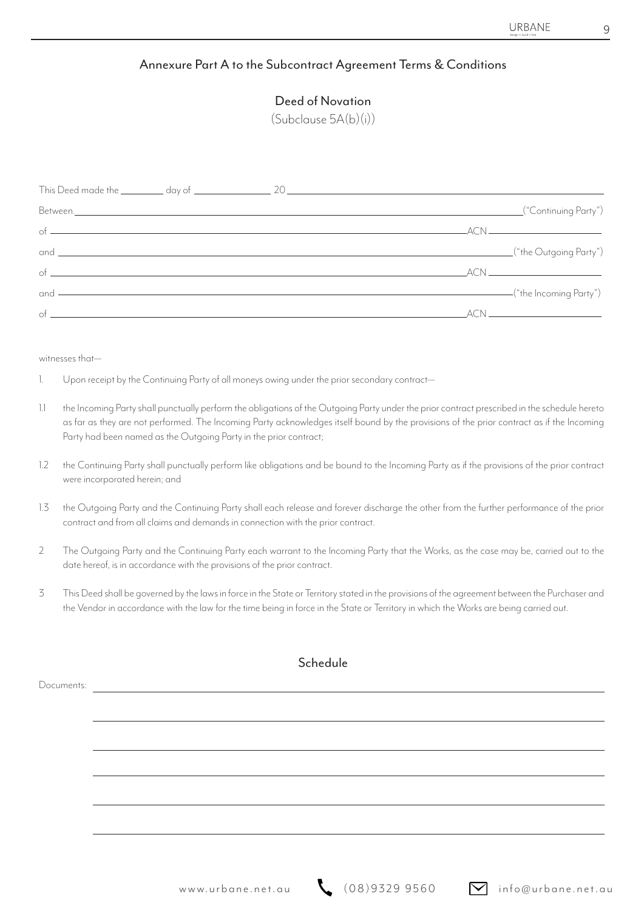## Annexure Part A to the Subcontract Agreement Terms & Conditions

### Deed of Novation

(Subclause 5A(b)(i))

This Deed made the ________ day of ______________ 20 ______________________________

Between. __________________________________________________ ("Continuing Party")

of __________________________________________________ ACN ____________________

and __________________________________________________ ("the Outgoing Party")

of __________________________________________________ ACN ____________________

and __________________________________________________ ("the Incoming Party")

of __________________________________________________ ACN ____________________

witnesses that—

1. Upon receipt by the Continuing Party of all moneys owing under the prior secondary contract—

1.1 the Incoming Party shall punctually perform the obligations of the Outgoing Party under the prior contract prescribed in the schedule hereto as far as they are not performed. The Incoming Party acknowledges itself bound by the provisions of the prior contract as if the Incoming Party had been named as the Outgoing Party in the prior contract;

1.2 the Continuing Party shall punctually perform like obligations and be bound to the Incoming Party as if the provisions of the prior contract were incorporated herein; and

1.3 the Outgoing Party and the Continuing Party shall each release and forever discharge the other from the further performance of the prior contract and from all claims and demands in connection with the prior contract.

2 The Outgoing Party and the Continuing Party each warrant to the Incoming Party that the Works, as the case may be, carried out to the date hereof, is in accordance with the provisions of the prior contract.

3 This Deed shall be governed by the laws in force in the State or Territory stated in the provisions of the agreement between the Purchaser and the Vendor in accordance with the law for the time being in force in the State or Territory in which the Works are being carried out.

### Schedule

Documents: ______________________________________________________________

______________________________________________________________

______________________________________________________________

______________________________________________________________

______________________________________________________________

______________________________________________________________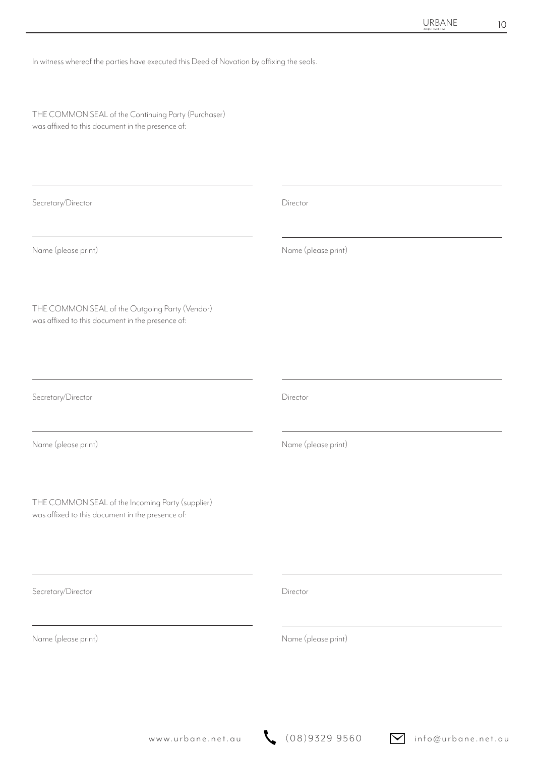In witness whereof the parties have executed this Deed of Novation by affixing the seals.

THE COMMON SEAL of the Continuing Party (Purchaser)
was affixed to this document in the presence of:

| | |
|---|---|
| \_\_\_\_\_\_\_\_\_\_\_\_\_\_\_\_\_\_\_\_\_\_\_\_\_\_\_\_\_\_ | \_\_\_\_\_\_\_\_\_\_\_\_\_\_\_\_\_\_\_\_\_\_\_\_\_\_\_\_\_\_ |
| Secretary/Director | Director |
| \_\_\_\_\_\_\_\_\_\_\_\_\_\_\_\_\_\_\_\_\_\_\_\_\_\_\_\_\_\_ | \_\_\_\_\_\_\_\_\_\_\_\_\_\_\_\_\_\_\_\_\_\_\_\_\_\_\_\_\_\_ |
| Name (please print) | Name (please print) |

THE COMMON SEAL of the Outgoing Party (Vendor)
was affixed to this document in the presence of:

| | |
|---|---|
| \_\_\_\_\_\_\_\_\_\_\_\_\_\_\_\_\_\_\_\_\_\_\_\_\_\_\_\_\_\_ | \_\_\_\_\_\_\_\_\_\_\_\_\_\_\_\_\_\_\_\_\_\_\_\_\_\_\_\_\_\_ |
| Secretary/Director | Director |
| \_\_\_\_\_\_\_\_\_\_\_\_\_\_\_\_\_\_\_\_\_\_\_\_\_\_\_\_\_\_ | \_\_\_\_\_\_\_\_\_\_\_\_\_\_\_\_\_\_\_\_\_\_\_\_\_\_\_\_\_\_ |
| Name (please print) | Name (please print) |

THE COMMON SEAL of the Incoming Party (supplier)
was affixed to this document in the presence of:

| | |
|---|---|
| \_\_\_\_\_\_\_\_\_\_\_\_\_\_\_\_\_\_\_\_\_\_\_\_\_\_\_\_\_\_ | \_\_\_\_\_\_\_\_\_\_\_\_\_\_\_\_\_\_\_\_\_\_\_\_\_\_\_\_\_\_ |
| Secretary/Director | Director |
| \_\_\_\_\_\_\_\_\_\_\_\_\_\_\_\_\_\_\_\_\_\_\_\_\_\_\_\_\_\_ | \_\_\_\_\_\_\_\_\_\_\_\_\_\_\_\_\_\_\_\_\_\_\_\_\_\_\_\_\_\_ |
| Name (please print) | Name (please print) |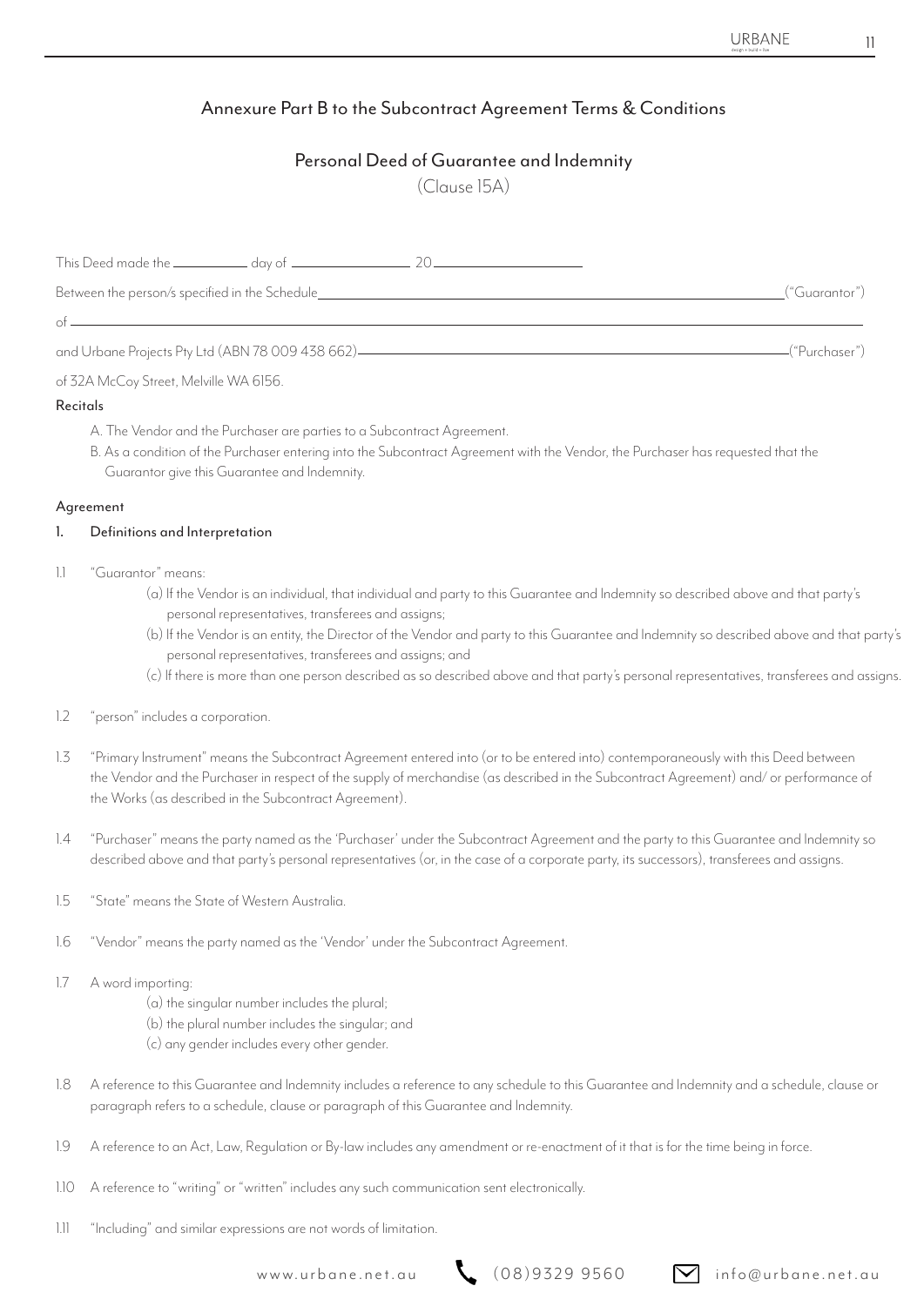## Annexure Part B to the Subcontract Agreement Terms & Conditions

### Personal Deed of Guarantee and Indemnity

(Clause 15A)

This Deed made the ________ day of ____________ 20________________

Between the person/s specified in the Schedule________________________________________________ ("Guarantor")

of ____________________________________________________________________________

and Urbane Projects Pty Ltd (ABN 78 009 438 662)________________________________________ ("Purchaser")

of 32A McCoy Street, Melville WA 6156.

**Recitals**

A. The Vendor and the Purchaser are parties to a Subcontract Agreement.

B. As a condition of the Purchaser entering into the Subcontract Agreement with the Vendor, the Purchaser has requested that the Guarantor give this Guarantee and Indemnity.

**Agreement**

**1. Definitions and Interpretation**

1.1 "Guarantor" means:

(a) If the Vendor is an individual, that individual and party to this Guarantee and Indemnity so described above and that party's personal representatives, transferees and assigns;

(b) If the Vendor is an entity, the Director of the Vendor and party to this Guarantee and Indemnity so described above and that party's personal representatives, transferees and assigns; and

(c) If there is more than one person described as so described above and that party's personal representatives, transferees and assigns.

1.2 "person" includes a corporation.

1.3 "Primary Instrument" means the Subcontract Agreement entered into (or to be entered into) contemporaneously with this Deed between the Vendor and the Purchaser in respect of the supply of merchandise (as described in the Subcontract Agreement) and/ or performance of the Works (as described in the Subcontract Agreement).

1.4 "Purchaser" means the party named as the 'Purchaser' under the Subcontract Agreement and the party to this Guarantee and Indemnity so described above and that party's personal representatives (or, in the case of a corporate party, its successors), transferees and assigns.

1.5 "State" means the State of Western Australia.

1.6 "Vendor" means the party named as the 'Vendor' under the Subcontract Agreement.

1.7 A word importing:

(a) the singular number includes the plural;

(b) the plural number includes the singular; and

(c) any gender includes every other gender.

1.8 A reference to this Guarantee and Indemnity includes a reference to any schedule to this Guarantee and Indemnity and a schedule, clause or paragraph refers to a schedule, clause or paragraph of this Guarantee and Indemnity.

1.9 A reference to an Act, Law, Regulation or By-law includes any amendment or re-enactment of it that is for the time being in force.

1.10 A reference to "writing" or "written" includes any such communication sent electronically.

1.11 "Including" and similar expressions are not words of limitation.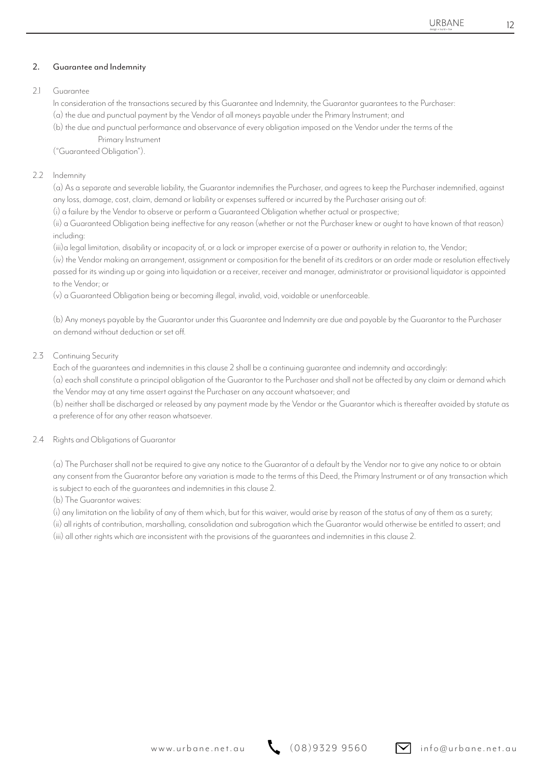## 2. Guarantee and Indemnity

### 2.1 Guarantee

In consideration of the transactions secured by this Guarantee and Indemnity, the Guarantor guarantees to the Purchaser:

(a) the due and punctual payment by the Vendor of all moneys payable under the Primary Instrument; and

(b) the due and punctual performance and observance of every obligation imposed on the Vendor under the terms of the Primary Instrument

("Guaranteed Obligation").

### 2.2 Indemnity

(a) As a separate and severable liability, the Guarantor indemnifies the Purchaser, and agrees to keep the Purchaser indemnified, against any loss, damage, cost, claim, demand or liability or expenses suffered or incurred by the Purchaser arising out of:

(i) a failure by the Vendor to observe or perform a Guaranteed Obligation whether actual or prospective;

(ii) a Guaranteed Obligation being ineffective for any reason (whether or not the Purchaser knew or ought to have known of that reason) including:

(iii)a legal limitation, disability or incapacity of, or a lack or improper exercise of a power or authority in relation to, the Vendor;

(iv) the Vendor making an arrangement, assignment or composition for the benefit of its creditors or an order made or resolution effectively passed for its winding up or going into liquidation or a receiver, receiver and manager, administrator or provisional liquidator is appointed to the Vendor; or

(v) a Guaranteed Obligation being or becoming illegal, invalid, void, voidable or unenforceable.

(b) Any moneys payable by the Guarantor under this Guarantee and Indemnity are due and payable by the Guarantor to the Purchaser on demand without deduction or set off.

### 2.3 Continuing Security

Each of the guarantees and indemnities in this clause 2 shall be a continuing guarantee and indemnity and accordingly:

(a) each shall constitute a principal obligation of the Guarantor to the Purchaser and shall not be affected by any claim or demand which the Vendor may at any time assert against the Purchaser on any account whatsoever; and

(b) neither shall be discharged or released by any payment made by the Vendor or the Guarantor which is thereafter avoided by statute as a preference of for any other reason whatsoever.

### 2.4 Rights and Obligations of Guarantor

(a) The Purchaser shall not be required to give any notice to the Guarantor of a default by the Vendor nor to give any notice to or obtain any consent from the Guarantor before any variation is made to the terms of this Deed, the Primary Instrument or of any transaction which is subject to each of the guarantees and indemnities in this clause 2.

(b) The Guarantor waives:

(i) any limitation on the liability of any of them which, but for this waiver, would arise by reason of the status of any of them as a surety;

(ii) all rights of contribution, marshalling, consolidation and subrogation which the Guarantor would otherwise be entitled to assert; and

(iii) all other rights which are inconsistent with the provisions of the guarantees and indemnities in this clause 2.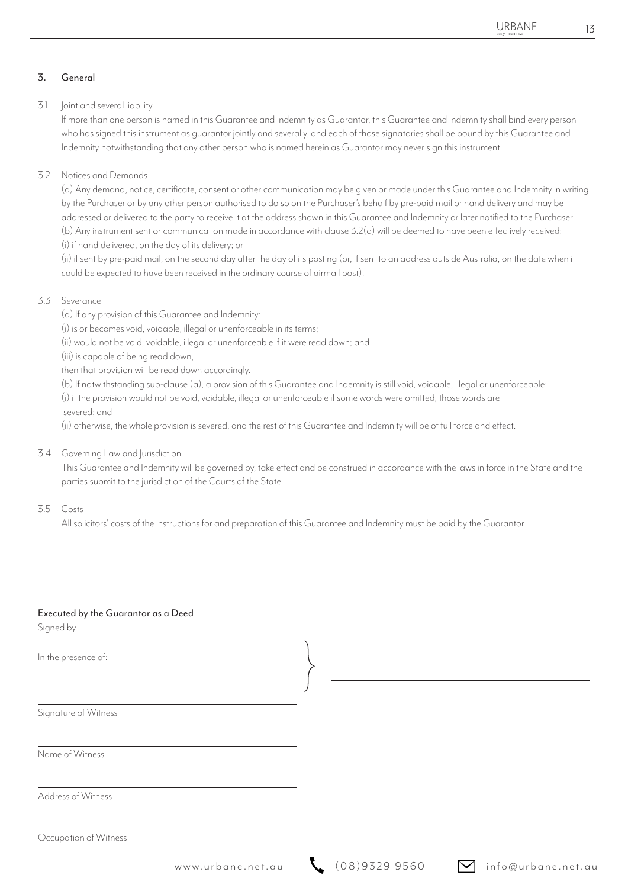## 3. General

3.1 Joint and several liability

If more than one person is named in this Guarantee and Indemnity as Guarantor, this Guarantee and Indemnity shall bind every person who has signed this instrument as guarantor jointly and severally, and each of those signatories shall be bound by this Guarantee and Indemnity notwithstanding that any other person who is named herein as Guarantor may never sign this instrument.

3.2 Notices and Demands

(a) Any demand, notice, certificate, consent or other communication may be given or made under this Guarantee and Indemnity in writing by the Purchaser or by any other person authorised to do so on the Purchaser's behalf by pre-paid mail or hand delivery and may be addressed or delivered to the party to receive it at the address shown in this Guarantee and Indemnity or later notified to the Purchaser.

(b) Any instrument sent or communication made in accordance with clause 3.2(a) will be deemed to have been effectively received:

(i) if hand delivered, on the day of its delivery; or

(ii) if sent by pre-paid mail, on the second day after the day of its posting (or, if sent to an address outside Australia, on the date when it could be expected to have been received in the ordinary course of airmail post).

3.3 Severance

(a) If any provision of this Guarantee and Indemnity:

(i) is or becomes void, voidable, illegal or unenforceable in its terms;

(ii) would not be void, voidable, illegal or unenforceable if it were read down; and

(iii) is capable of being read down,

then that provision will be read down accordingly.

(b) If notwithstanding sub-clause (a), a provision of this Guarantee and Indemnity is still void, voidable, illegal or unenforceable:

(i) if the provision would not be void, voidable, illegal or unenforceable if some words were omitted, those words are severed; and

(ii) otherwise, the whole provision is severed, and the rest of this Guarantee and Indemnity will be of full force and effect.

3.4 Governing Law and Jurisdiction

This Guarantee and Indemnity will be governed by, take effect and be construed in accordance with the laws in force in the State and the parties submit to the jurisdiction of the Courts of the State.

3.5 Costs

All solicitors' costs of the instructions for and preparation of this Guarantee and Indemnity must be paid by the Guarantor.

**Executed by the Guarantor as a Deed**

Signed by

\_\_\_\_\_\_\_\_\_\_\_\_\_\_\_\_\_\_\_\_\_\_\_\_\_\_\_\_\_\_ } \_\_\_\_\_\_\_\_\_\_\_\_\_\_\_\_\_\_\_\_\_\_\_\_\_\_\_\_\_\_

In the presence of: \_\_\_\_\_\_\_\_\_\_\_\_\_\_\_\_\_\_\_\_\_\_\_\_\_\_\_\_\_\_

\_\_\_\_\_\_\_\_\_\_\_\_\_\_\_\_\_\_\_\_\_\_\_\_\_\_\_\_\_\_

Signature of Witness

\_\_\_\_\_\_\_\_\_\_\_\_\_\_\_\_\_\_\_\_\_\_\_\_\_\_\_\_\_\_

Name of Witness

\_\_\_\_\_\_\_\_\_\_\_\_\_\_\_\_\_\_\_\_\_\_\_\_\_\_\_\_\_\_

Address of Witness

\_\_\_\_\_\_\_\_\_\_\_\_\_\_\_\_\_\_\_\_\_\_\_\_\_\_\_\_\_\_

Occupation of Witness